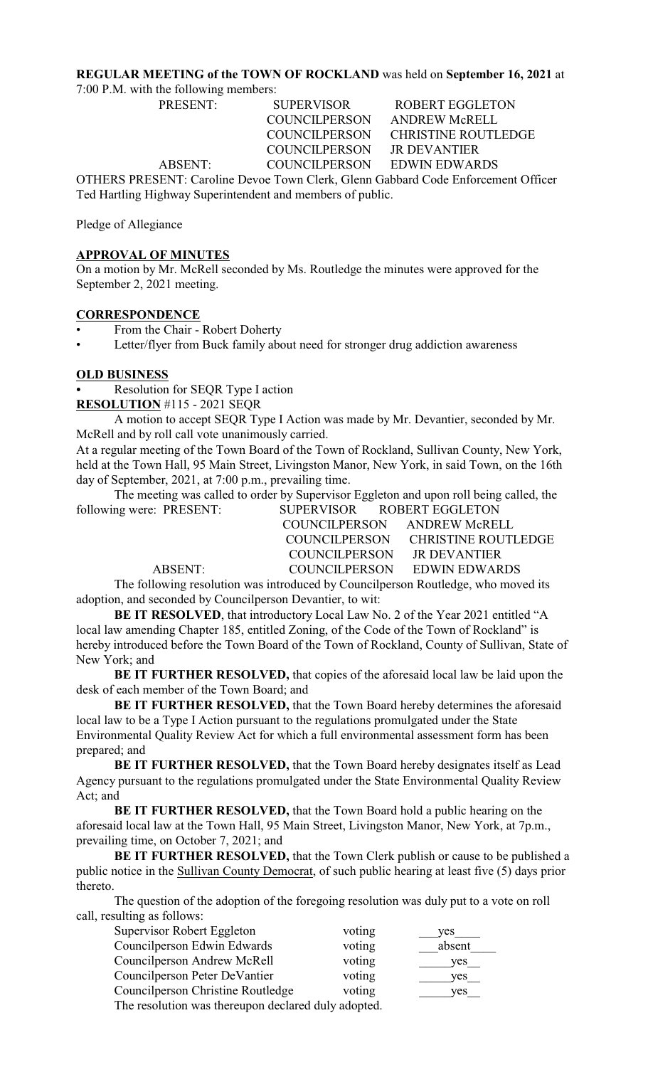**REGULAR MEETING of the TOWN OF ROCKLAND** was held on **September 16, 2021** at 7:00 P.M. with the following members:

| | | |
|---|---|---|
| PRESENT: | SUPERVISOR | ROBERT EGGLETON |
| | COUNCILPERSON | ANDREW McRELL |
| | COUNCILPERSON | CHRISTINE ROUTLEDGE |
| | COUNCILPERSON | JR DEVANTIER |
| ABSENT: | COUNCILPERSON | EDWIN EDWARDS |

OTHERS PRESENT: Caroline Devoe Town Clerk, Glenn Gabbard Code Enforcement Officer Ted Hartling Highway Superintendent and members of public.

Pledge of Allegiance

**APPROVAL OF MINUTES**

On a motion by Mr. McRell seconded by Ms. Routledge the minutes were approved for the September 2, 2021 meeting.

**CORRESPONDENCE**

- From the Chair - Robert Doherty
- Letter/flyer from Buck family about need for stronger drug addiction awareness

**OLD BUSINESS**

- Resolution for SEQR Type I action

**RESOLUTION** #115 - 2021 SEQR

A motion to accept SEQR Type I Action was made by Mr. Devantier, seconded by Mr. McRell and by roll call vote unanimously carried.

At a regular meeting of the Town Board of the Town of Rockland, Sullivan County, New York, held at the Town Hall, 95 Main Street, Livingston Manor, New York, in said Town, on the 16th day of September, 2021, at 7:00 p.m., prevailing time.

The meeting was called to order by Supervisor Eggleton and upon roll being called, the following were: PRESENT:

| | | |
|---|---|---|
| PRESENT: | SUPERVISOR | ROBERT EGGLETON |
| | COUNCILPERSON | ANDREW McRELL |
| | COUNCILPERSON | CHRISTINE ROUTLEDGE |
| | COUNCILPERSON | JR DEVANTIER |
| ABSENT: | COUNCILPERSON | EDWIN EDWARDS |

The following resolution was introduced by Councilperson Routledge, who moved its adoption, and seconded by Councilperson Devantier, to wit:

**BE IT RESOLVED**, that introductory Local Law No. 2 of the Year 2021 entitled "A local law amending Chapter 185, entitled Zoning, of the Code of the Town of Rockland" is hereby introduced before the Town Board of the Town of Rockland, County of Sullivan, State of New York; and

**BE IT FURTHER RESOLVED,** that copies of the aforesaid local law be laid upon the desk of each member of the Town Board; and

**BE IT FURTHER RESOLVED,** that the Town Board hereby determines the aforesaid local law to be a Type I Action pursuant to the regulations promulgated under the State Environmental Quality Review Act for which a full environmental assessment form has been prepared; and

**BE IT FURTHER RESOLVED,** that the Town Board hereby designates itself as Lead Agency pursuant to the regulations promulgated under the State Environmental Quality Review Act; and

**BE IT FURTHER RESOLVED,** that the Town Board hold a public hearing on the aforesaid local law at the Town Hall, 95 Main Street, Livingston Manor, New York, at 7p.m., prevailing time, on October 7, 2021; and

**BE IT FURTHER RESOLVED,** that the Town Clerk publish or cause to be published a public notice in the Sullivan County Democrat, of such public hearing at least five (5) days prior thereto.

The question of the adoption of the foregoing resolution was duly put to a vote on roll call, resulting as follows:

| | | |
|---|---|---|
| Supervisor Robert Eggleton | voting | yes |
| Councilperson Edwin Edwards | voting | absent |
| Councilperson Andrew McRell | voting | yes |
| Councilperson Peter DeVantier | voting | yes |
| Councilperson Christine Routledge | voting | yes |

The resolution was thereupon declared duly adopted.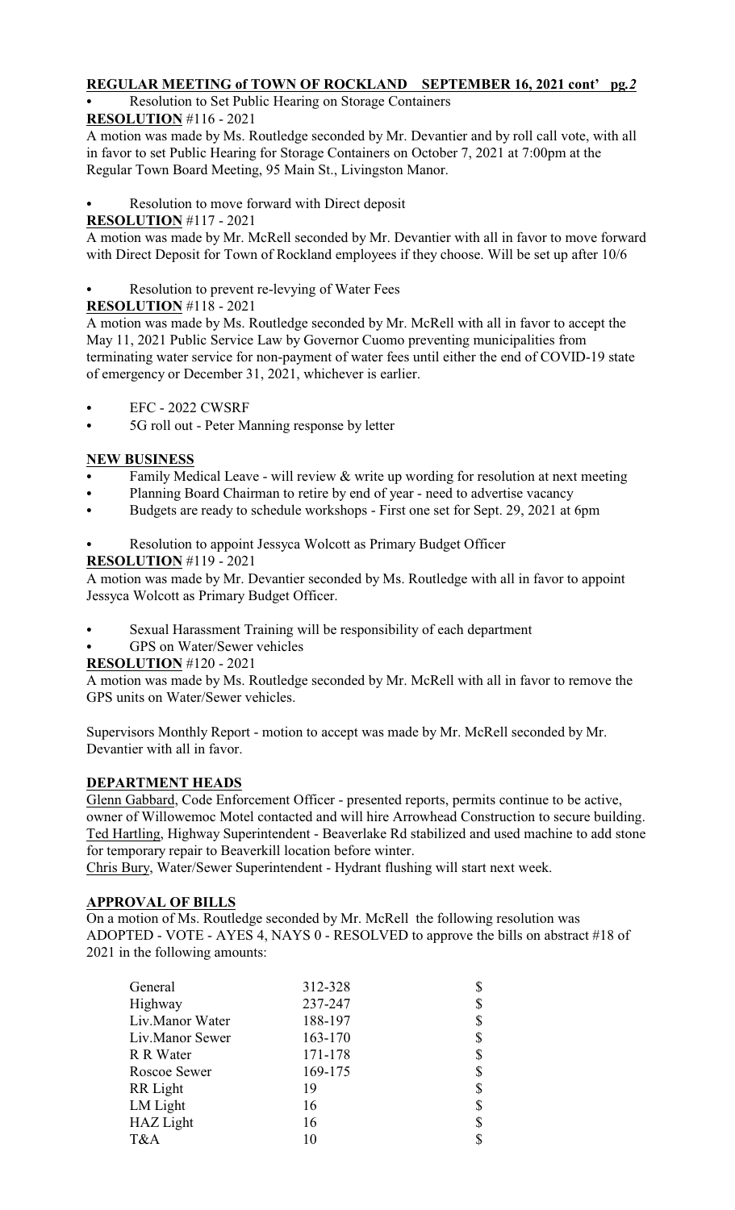## REGULAR MEETING of TOWN OF ROCKLAND SEPTEMBER 16, 2021 cont' pg. *2*

- Resolution to Set Public Hearing on Storage Containers

**RESOLUTION** #116 - 2021

A motion was made by Ms. Routledge seconded by Mr. Devantier and by roll call vote, with all in favor to set Public Hearing for Storage Containers on October 7, 2021 at 7:00pm at the Regular Town Board Meeting, 95 Main St., Livingston Manor.

- Resolution to move forward with Direct deposit

**RESOLUTION** #117 - 2021

A motion was made by Mr. McRell seconded by Mr. Devantier with all in favor to move forward with Direct Deposit for Town of Rockland employees if they choose. Will be set up after 10/6

- Resolution to prevent re-levying of Water Fees

**RESOLUTION** #118 - 2021

A motion was made by Ms. Routledge seconded by Mr. McRell with all in favor to accept the May 11, 2021 Public Service Law by Governor Cuomo preventing municipalities from terminating water service for non-payment of water fees until either the end of COVID-19 state of emergency or December 31, 2021, whichever is earlier.

- EFC - 2022 CWSRF
- 5G roll out - Peter Manning response by letter

### NEW BUSINESS

- Family Medical Leave - will review & write up wording for resolution at next meeting
- Planning Board Chairman to retire by end of year - need to advertise vacancy
- Budgets are ready to schedule workshops - First one set for Sept. 29, 2021 at 6pm

- Resolution to appoint Jessyca Wolcott as Primary Budget Officer

**RESOLUTION** #119 - 2021

A motion was made by Mr. Devantier seconded by Ms. Routledge with all in favor to appoint Jessyca Wolcott as Primary Budget Officer.

- Sexual Harassment Training will be responsibility of each department
- GPS on Water/Sewer vehicles

**RESOLUTION** #120 - 2021

A motion was made by Ms. Routledge seconded by Mr. McRell with all in favor to remove the GPS units on Water/Sewer vehicles.

Supervisors Monthly Report - motion to accept was made by Mr. McRell seconded by Mr. Devantier with all in favor.

### DEPARTMENT HEADS

Glenn Gabbard, Code Enforcement Officer - presented reports, permits continue to be active, owner of Willowemoc Motel contacted and will hire Arrowhead Construction to secure building.
Ted Hartling, Highway Superintendent - Beaverlake Rd stabilized and used machine to add stone for temporary repair to Beaverkill location before winter.
Chris Bury, Water/Sewer Superintendent - Hydrant flushing will start next week.

### APPROVAL OF BILLS

On a motion of Ms. Routledge seconded by Mr. McRell the following resolution was ADOPTED - VOTE - AYES 4, NAYS 0 - RESOLVED to approve the bills on abstract #18 of 2021 in the following amounts:

| | | |
|---|---|---|
| General | 312-328 | $ |
| Highway | 237-247 | $ |
| Liv.Manor Water | 188-197 | $ |
| Liv.Manor Sewer | 163-170 | $ |
| R R Water | 171-178 | $ |
| Roscoe Sewer | 169-175 | $ |
| RR Light | 19 | $ |
| LM Light | 16 | $ |
| HAZ Light | 16 | $ |
| T&A | 10 | $ |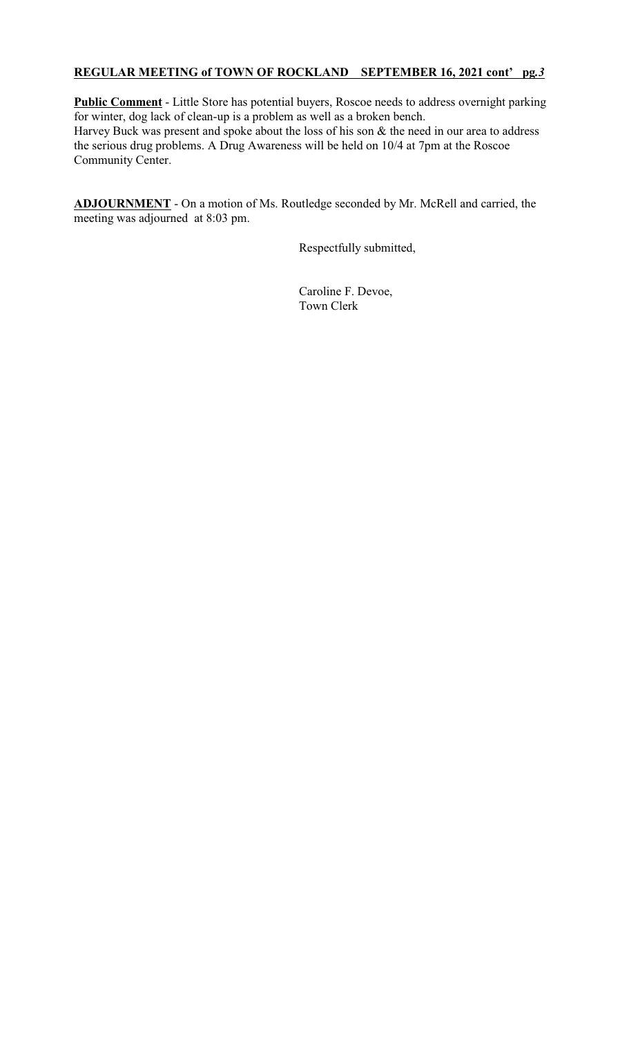**REGULAR MEETING of TOWN OF ROCKLAND SEPTEMBER 16, 2021 cont' pg.*3***

**Public Comment** - Little Store has potential buyers, Roscoe needs to address overnight parking for winter, dog lack of clean-up is a problem as well as a broken bench.
Harvey Buck was present and spoke about the loss of his son & the need in our area to address the serious drug problems. A Drug Awareness will be held on 10/4 at 7pm at the Roscoe Community Center.

**ADJOURNMENT** - On a motion of Ms. Routledge seconded by Mr. McRell and carried, the meeting was adjourned at 8:03 pm.

Respectfully submitted,

Caroline F. Devoe,
Town Clerk